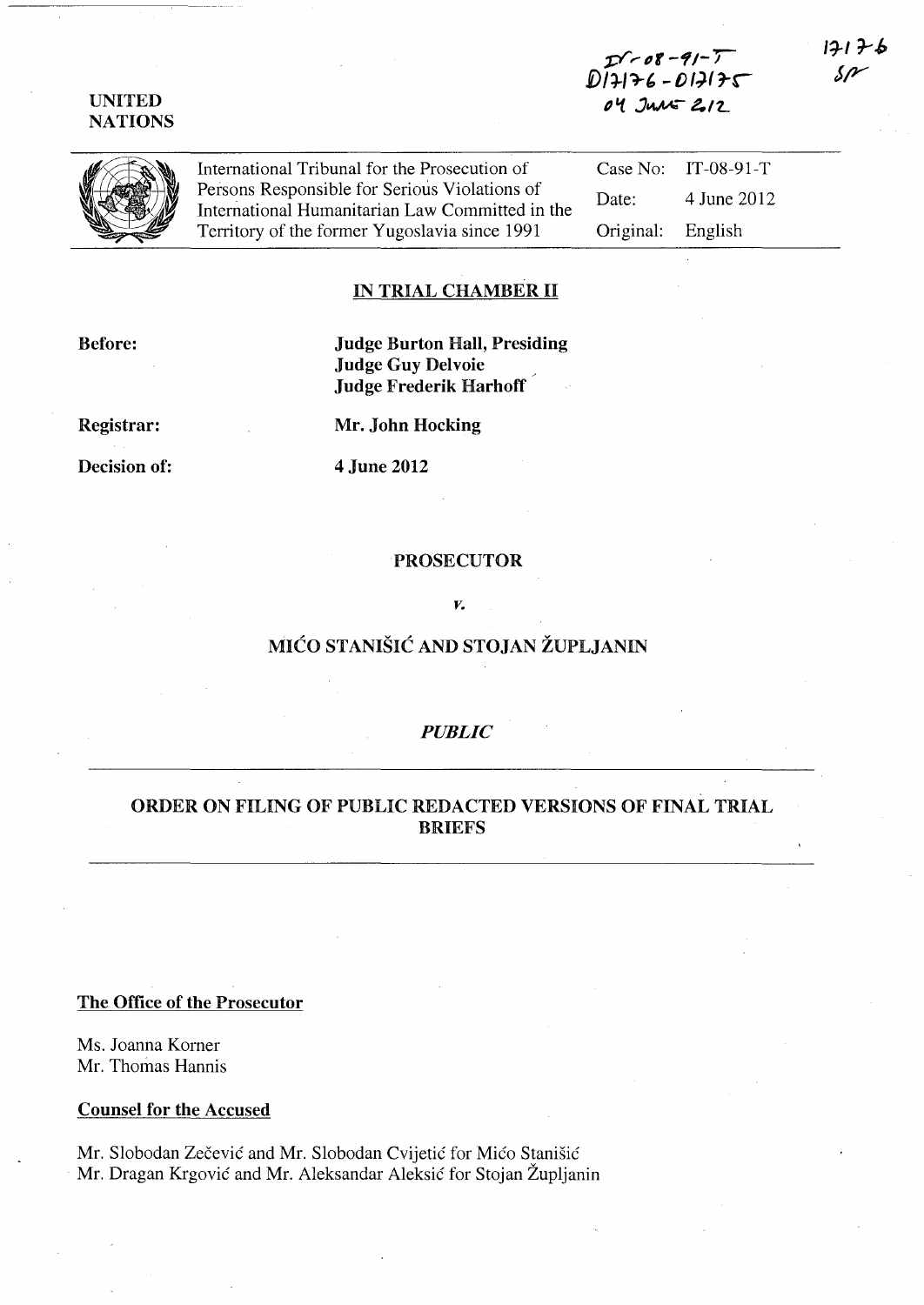IT-08-91-T
D17176 - D17175
04 June 2012

17176
SF

UNITED NATIONS

International Tribunal for the Prosecution of Persons Responsible for Serious Violations of International Humanitarian Law Committed in the Territory of the former Yugoslavia since 1991

Case No: IT-08-91-T

Date: 4 June 2012

Original: English

## IN TRIAL CHAMBER II

**Before:** **Judge Burton Hall, Presiding**
**Judge Guy Delvoie**
**Judge Frederik Harhoff**

**Registrar:** **Mr. John Hocking**

**Decision of:** **4 June 2012**

**PROSECUTOR**

*v.*

**MIĆO STANIŠIĆ AND STOJAN ŽUPLJANIN**

***PUBLIC***

## ORDER ON FILING OF PUBLIC REDACTED VERSIONS OF FINAL TRIAL BRIEFS

**The Office of the Prosecutor**

Ms. Joanna Korner
Mr. Thomas Hannis

**Counsel for the Accused**

Mr. Slobodan Zečević and Mr. Slobodan Cvijetić for Mićo Stanišić
Mr. Dragan Krgović and Mr. Aleksandar Aleksić for Stojan Župljanin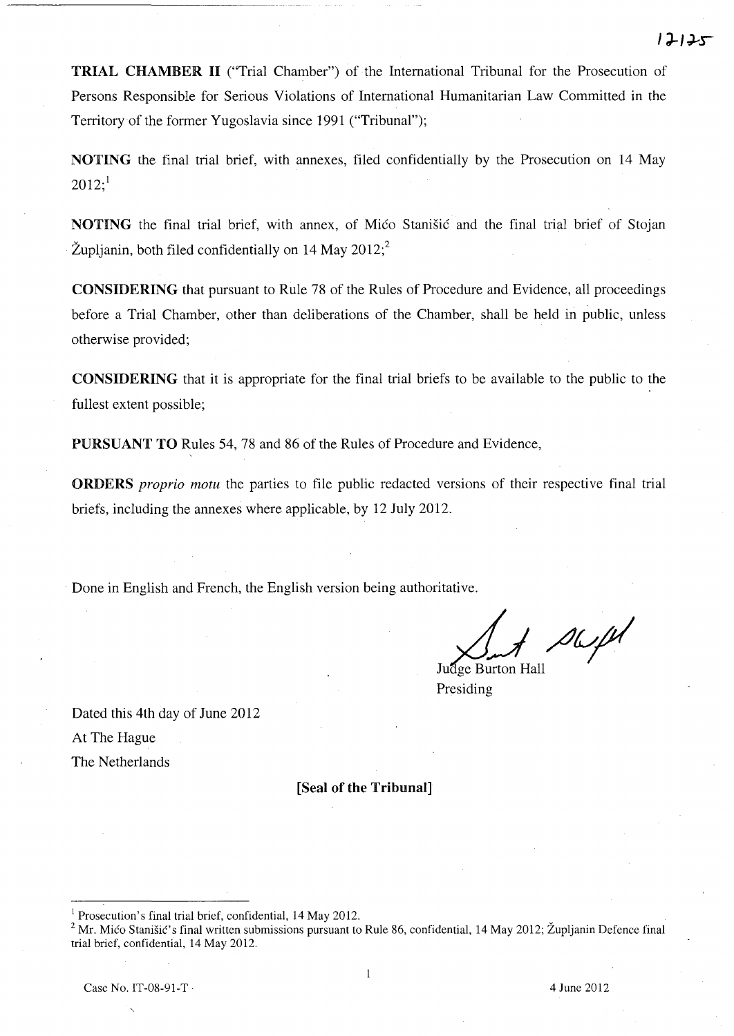**TRIAL CHAMBER II** ("Trial Chamber") of the International Tribunal for the Prosecution of Persons Responsible for Serious Violations of International Humanitarian Law Committed in the Territory of the former Yugoslavia since 1991 ("Tribunal");

**NOTING** the final trial brief, with annexes, filed confidentially by the Prosecution on 14 May 2012;[1]

**NOTING** the final trial brief, with annex, of Mićo Stanišić and the final trial brief of Stojan Župljanin, both filed confidentially on 14 May 2012;[2]

**CONSIDERING** that pursuant to Rule 78 of the Rules of Procedure and Evidence, all proceedings before a Trial Chamber, other than deliberations of the Chamber, shall be held in public, unless otherwise provided;

**CONSIDERING** that it is appropriate for the final trial briefs to be available to the public to the fullest extent possible;

**PURSUANT TO** Rules 54, 78 and 86 of the Rules of Procedure and Evidence,

**ORDERS** *proprio motu* the parties to file public redacted versions of their respective final trial briefs, including the annexes where applicable, by 12 July 2012.

Done in English and French, the English version being authoritative.

Judge Burton Hall
Presiding

Dated this 4th day of June 2012
At The Hague
The Netherlands

**[Seal of the Tribunal]**

[1] Prosecution's final trial brief, confidential, 14 May 2012.

[2] Mr. Mićo Stanišić's final written submissions pursuant to Rule 86, confidential, 14 May 2012; Župljanin Defence final trial brief, confidential, 14 May 2012.